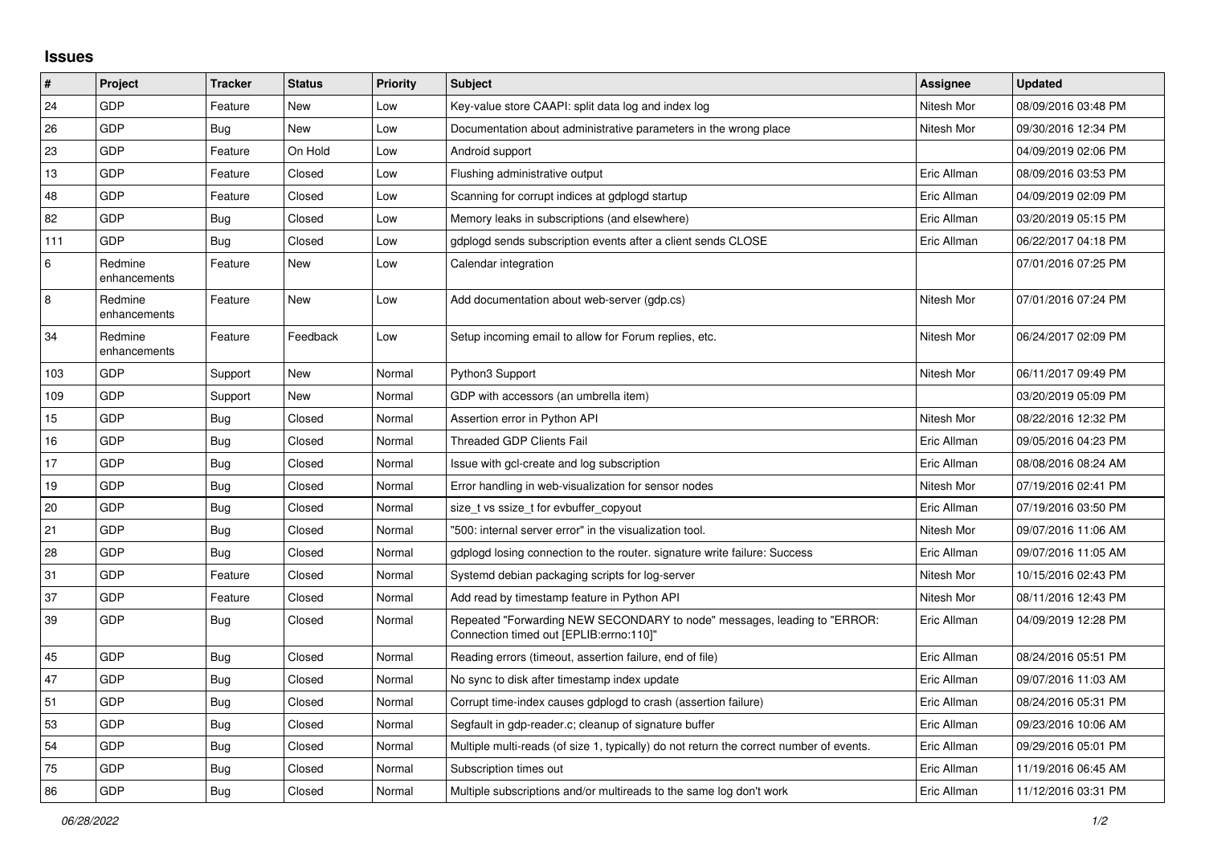## Issues

| # | Project | Tracker | Status | Priority | Subject | Assignee | Updated |
|---|---|---|---|---|---|---|---|
| 24 | GDP | Feature | New | Low | Key-value store CAAPI: split data log and index log | Nitesh Mor | 08/09/2016 03:48 PM |
| 26 | GDP | Bug | New | Low | Documentation about administrative parameters in the wrong place | Nitesh Mor | 09/30/2016 12:34 PM |
| 23 | GDP | Feature | On Hold | Low | Android support | | 04/09/2019 02:06 PM |
| 13 | GDP | Feature | Closed | Low | Flushing administrative output | Eric Allman | 08/09/2016 03:53 PM |
| 48 | GDP | Feature | Closed | Low | Scanning for corrupt indices at gdplogd startup | Eric Allman | 04/09/2019 02:09 PM |
| 82 | GDP | Bug | Closed | Low | Memory leaks in subscriptions (and elsewhere) | Eric Allman | 03/20/2019 05:15 PM |
| 111 | GDP | Bug | Closed | Low | gdplogd sends subscription events after a client sends CLOSE | Eric Allman | 06/22/2017 04:18 PM |
| 6 | Redmine enhancements | Feature | New | Low | Calendar integration | | 07/01/2016 07:25 PM |
| 8 | Redmine enhancements | Feature | New | Low | Add documentation about web-server (gdp.cs) | Nitesh Mor | 07/01/2016 07:24 PM |
| 34 | Redmine enhancements | Feature | Feedback | Low | Setup incoming email to allow for Forum replies, etc. | Nitesh Mor | 06/24/2017 02:09 PM |
| 103 | GDP | Support | New | Normal | Python3 Support | Nitesh Mor | 06/11/2017 09:49 PM |
| 109 | GDP | Support | New | Normal | GDP with accessors (an umbrella item) | | 03/20/2019 05:09 PM |
| 15 | GDP | Bug | Closed | Normal | Assertion error in Python API | Nitesh Mor | 08/22/2016 12:32 PM |
| 16 | GDP | Bug | Closed | Normal | Threaded GDP Clients Fail | Eric Allman | 09/05/2016 04:23 PM |
| 17 | GDP | Bug | Closed | Normal | Issue with gcl-create and log subscription | Eric Allman | 08/08/2016 08:24 AM |
| 19 | GDP | Bug | Closed | Normal | Error handling in web-visualization for sensor nodes | Nitesh Mor | 07/19/2016 02:41 PM |
| 20 | GDP | Bug | Closed | Normal | size_t vs ssize_t for evbuffer_copyout | Eric Allman | 07/19/2016 03:50 PM |
| 21 | GDP | Bug | Closed | Normal | "500: internal server error" in the visualization tool. | Nitesh Mor | 09/07/2016 11:06 AM |
| 28 | GDP | Bug | Closed | Normal | gdplogd losing connection to the router. signature write failure: Success | Eric Allman | 09/07/2016 11:05 AM |
| 31 | GDP | Feature | Closed | Normal | Systemd debian packaging scripts for log-server | Nitesh Mor | 10/15/2016 02:43 PM |
| 37 | GDP | Feature | Closed | Normal | Add read by timestamp feature in Python API | Nitesh Mor | 08/11/2016 12:43 PM |
| 39 | GDP | Bug | Closed | Normal | Repeated "Forwarding NEW SECONDARY to node" messages, leading to "ERROR: Connection timed out [EPLIB:errno:110]" | Eric Allman | 04/09/2019 12:28 PM |
| 45 | GDP | Bug | Closed | Normal | Reading errors (timeout, assertion failure, end of file) | Eric Allman | 08/24/2016 05:51 PM |
| 47 | GDP | Bug | Closed | Normal | No sync to disk after timestamp index update | Eric Allman | 09/07/2016 11:03 AM |
| 51 | GDP | Bug | Closed | Normal | Corrupt time-index causes gdplogd to crash (assertion failure) | Eric Allman | 08/24/2016 05:31 PM |
| 53 | GDP | Bug | Closed | Normal | Segfault in gdp-reader.c; cleanup of signature buffer | Eric Allman | 09/23/2016 10:06 AM |
| 54 | GDP | Bug | Closed | Normal | Multiple multi-reads (of size 1, typically) do not return the correct number of events. | Eric Allman | 09/29/2016 05:01 PM |
| 75 | GDP | Bug | Closed | Normal | Subscription times out | Eric Allman | 11/19/2016 06:45 AM |
| 86 | GDP | Bug | Closed | Normal | Multiple subscriptions and/or multireads to the same log don't work | Eric Allman | 11/12/2016 03:31 PM |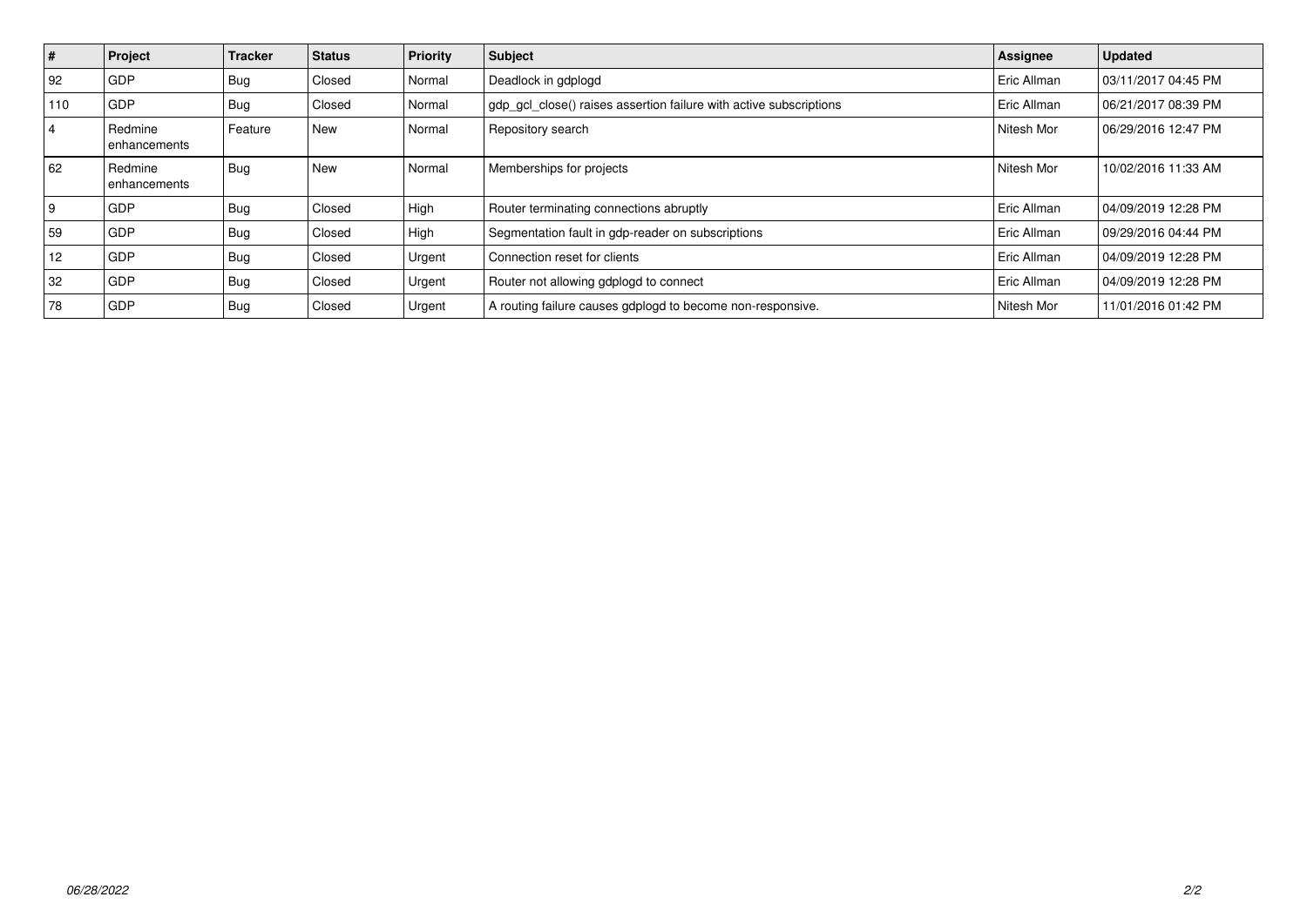| # | Project | Tracker | Status | Priority | Subject | Assignee | Updated |
|---|---|---|---|---|---|---|---|
| 92 | GDP | Bug | Closed | Normal | Deadlock in gdplogd | Eric Allman | 03/11/2017 04:45 PM |
| 110 | GDP | Bug | Closed | Normal | gdp_gcl_close() raises assertion failure with active subscriptions | Eric Allman | 06/21/2017 08:39 PM |
| 4 | Redmine enhancements | Feature | New | Normal | Repository search | Nitesh Mor | 06/29/2016 12:47 PM |
| 62 | Redmine enhancements | Bug | New | Normal | Memberships for projects | Nitesh Mor | 10/02/2016 11:33 AM |
| 9 | GDP | Bug | Closed | High | Router terminating connections abruptly | Eric Allman | 04/09/2019 12:28 PM |
| 59 | GDP | Bug | Closed | High | Segmentation fault in gdp-reader on subscriptions | Eric Allman | 09/29/2016 04:44 PM |
| 12 | GDP | Bug | Closed | Urgent | Connection reset for clients | Eric Allman | 04/09/2019 12:28 PM |
| 32 | GDP | Bug | Closed | Urgent | Router not allowing gdplogd to connect | Eric Allman | 04/09/2019 12:28 PM |
| 78 | GDP | Bug | Closed | Urgent | A routing failure causes gdplogd to become non-responsive. | Nitesh Mor | 11/01/2016 01:42 PM |